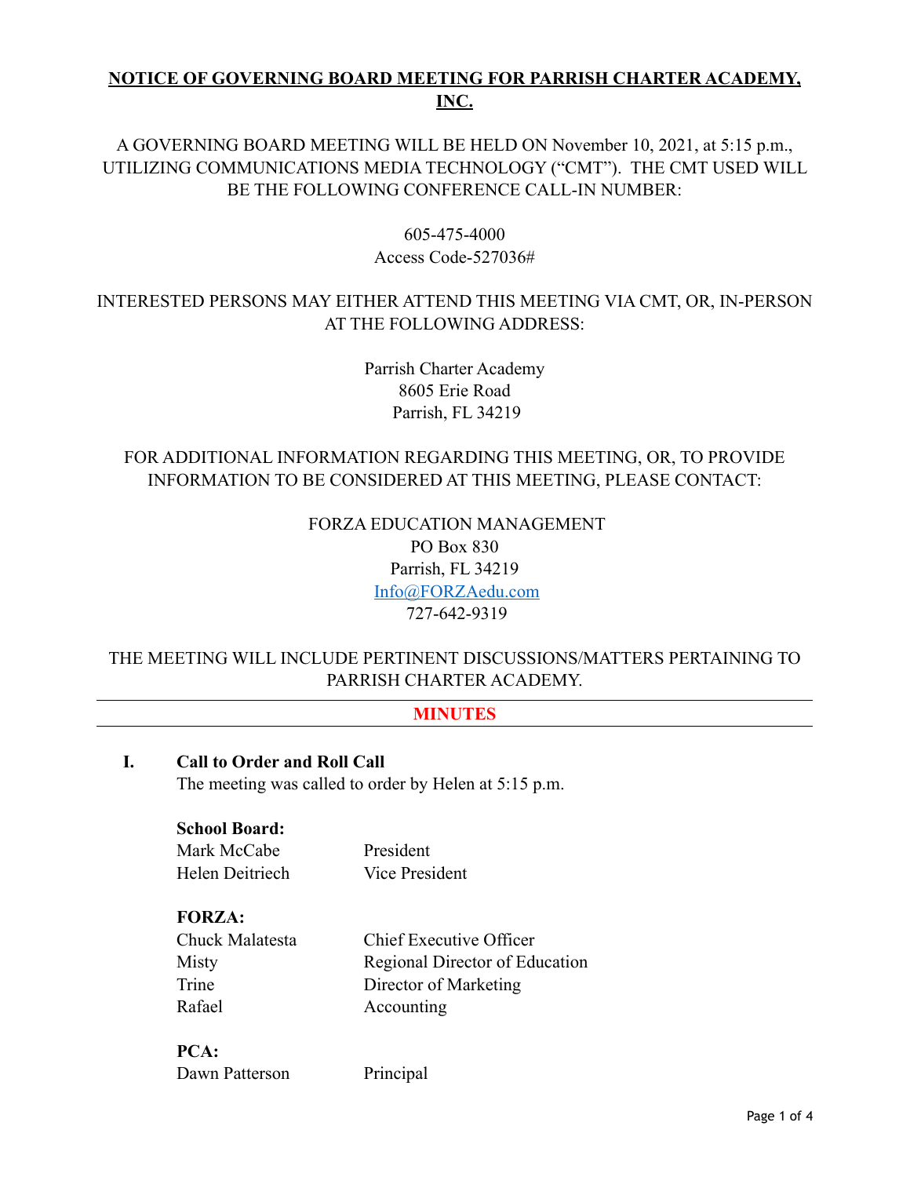# NOTICE OF GOVERNING BOARD MEETING FOR PARRISH CHARTER ACADEMY, INC.

A GOVERNING BOARD MEETING WILL BE HELD ON November 10, 2021, at 5:15 p.m., UTILIZING COMMUNICATIONS MEDIA TECHNOLOGY ("CMT"). THE CMT USED WILL BE THE FOLLOWING CONFERENCE CALL-IN NUMBER:

605-475-4000
Access Code-527036#

INTERESTED PERSONS MAY EITHER ATTEND THIS MEETING VIA CMT, OR, IN-PERSON AT THE FOLLOWING ADDRESS:

Parrish Charter Academy
8605 Erie Road
Parrish, FL 34219

FOR ADDITIONAL INFORMATION REGARDING THIS MEETING, OR, TO PROVIDE INFORMATION TO BE CONSIDERED AT THIS MEETING, PLEASE CONTACT:

FORZA EDUCATION MANAGEMENT
PO Box 830
Parrish, FL 34219
Info@FORZAedu.com
727-642-9319

THE MEETING WILL INCLUDE PERTINENT DISCUSSIONS/MATTERS PERTAINING TO PARRISH CHARTER ACADEMY.

---

## MINUTES

---

## I. Call to Order and Roll Call

The meeting was called to order by Helen at 5:15 p.m.

**School Board:**

| | |
|---|---|
| Mark McCabe | President |
| Helen Deitriech | Vice President |

**FORZA:**

| | |
|---|---|
| Chuck Malatesta | Chief Executive Officer |
| Misty | Regional Director of Education |
| Trine | Director of Marketing |
| Rafael | Accounting |

**PCA:**

| | |
|---|---|
| Dawn Patterson | Principal |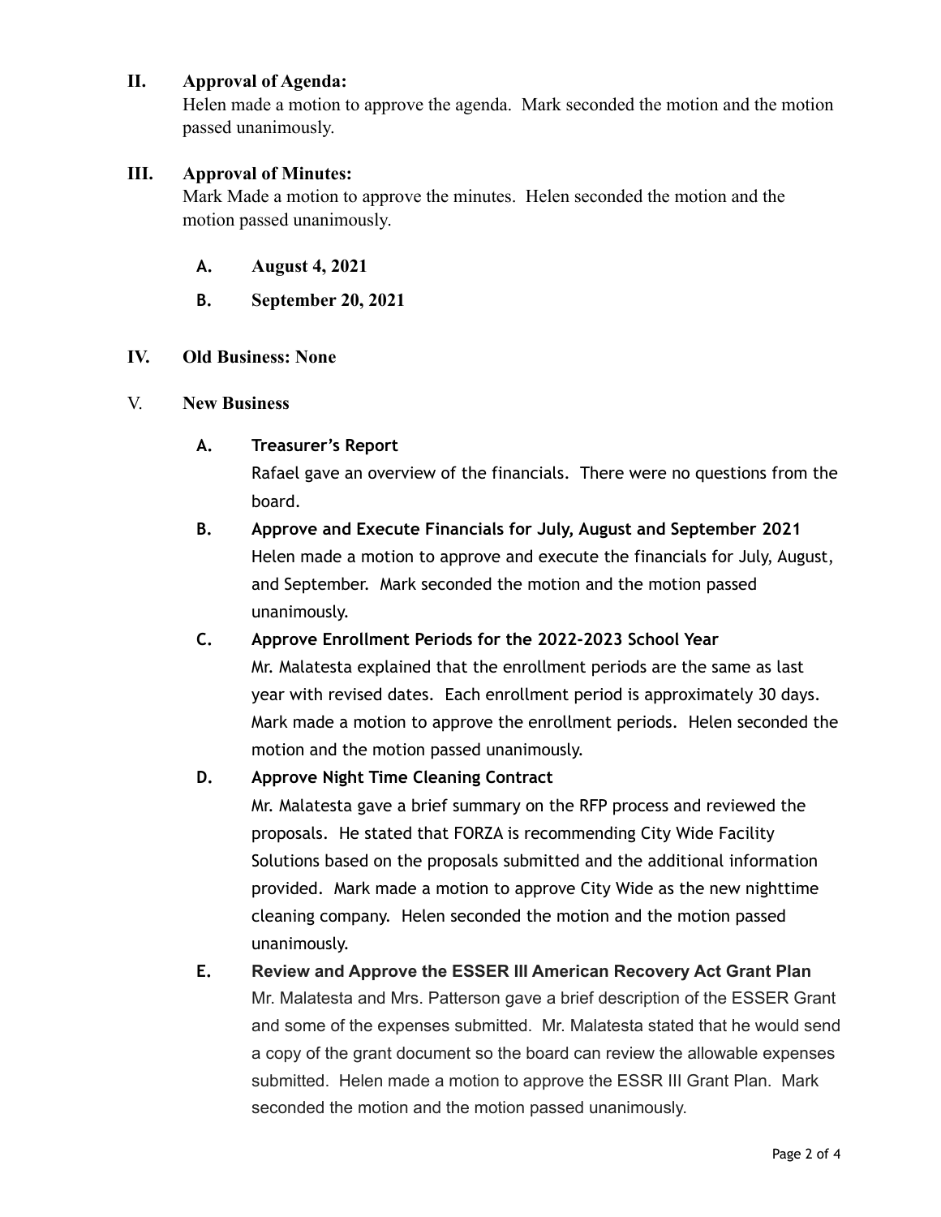## II. Approval of Agenda:

Helen made a motion to approve the agenda. Mark seconded the motion and the motion passed unanimously.

## III. Approval of Minutes:

Mark Made a motion to approve the minutes. Helen seconded the motion and the motion passed unanimously.

- **A. August 4, 2021**
- **B. September 20, 2021**

## IV. Old Business: None

## V. New Business

**A. Treasurer's Report**

Rafael gave an overview of the financials. There were no questions from the board.

**B. Approve and Execute Financials for July, August and September 2021**

Helen made a motion to approve and execute the financials for July, August, and September. Mark seconded the motion and the motion passed unanimously.

**C. Approve Enrollment Periods for the 2022-2023 School Year**

Mr. Malatesta explained that the enrollment periods are the same as last year with revised dates. Each enrollment period is approximately 30 days. Mark made a motion to approve the enrollment periods. Helen seconded the motion and the motion passed unanimously.

**D. Approve Night Time Cleaning Contract**

Mr. Malatesta gave a brief summary on the RFP process and reviewed the proposals. He stated that FORZA is recommending City Wide Facility Solutions based on the proposals submitted and the additional information provided. Mark made a motion to approve City Wide as the new nighttime cleaning company. Helen seconded the motion and the motion passed unanimously.

**E. Review and Approve the ESSER III American Recovery Act Grant Plan**

Mr. Malatesta and Mrs. Patterson gave a brief description of the ESSER Grant and some of the expenses submitted. Mr. Malatesta stated that he would send a copy of the grant document so the board can review the allowable expenses submitted. Helen made a motion to approve the ESSR III Grant Plan. Mark seconded the motion and the motion passed unanimously.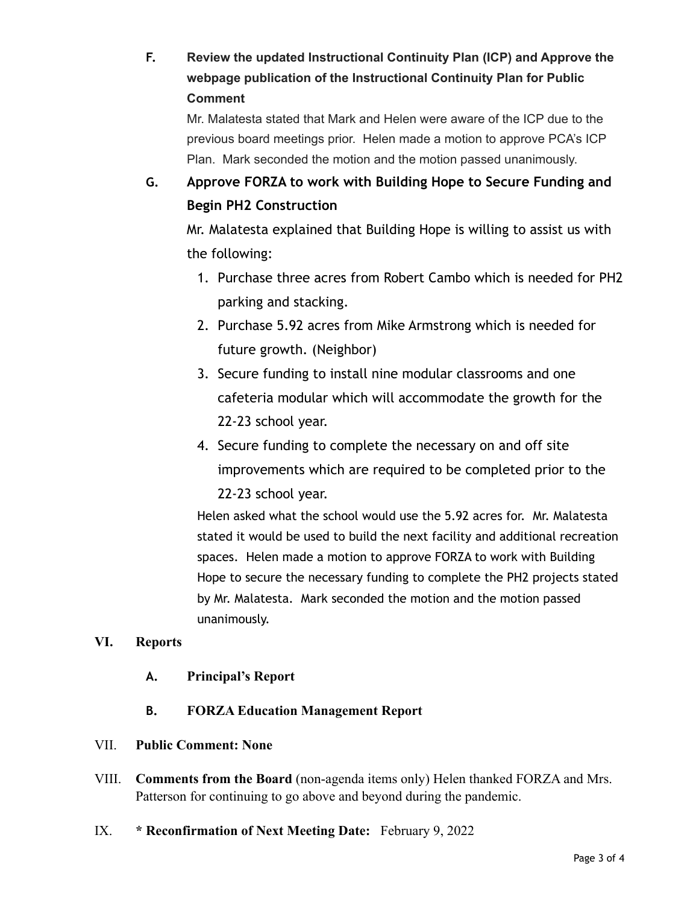**F. Review the updated Instructional Continuity Plan (ICP) and Approve the webpage publication of the Instructional Continuity Plan for Public Comment**

Mr. Malatesta stated that Mark and Helen were aware of the ICP due to the previous board meetings prior. Helen made a motion to approve PCA's ICP Plan. Mark seconded the motion and the motion passed unanimously.

**G. Approve FORZA to work with Building Hope to Secure Funding and Begin PH2 Construction**

Mr. Malatesta explained that Building Hope is willing to assist us with the following:

1. Purchase three acres from Robert Cambo which is needed for PH2 parking and stacking.
2. Purchase 5.92 acres from Mike Armstrong which is needed for future growth. (Neighbor)
3. Secure funding to install nine modular classrooms and one cafeteria modular which will accommodate the growth for the 22-23 school year.
4. Secure funding to complete the necessary on and off site improvements which are required to be completed prior to the 22-23 school year.

Helen asked what the school would use the 5.92 acres for. Mr. Malatesta stated it would be used to build the next facility and additional recreation spaces. Helen made a motion to approve FORZA to work with Building Hope to secure the necessary funding to complete the PH2 projects stated by Mr. Malatesta. Mark seconded the motion and the motion passed unanimously.

## VI. Reports

**A. Principal's Report**

**B. FORZA Education Management Report**

## VII. Public Comment: None

## VIII. Comments from the Board

(non-agenda items only) Helen thanked FORZA and Mrs. Patterson for continuing to go above and beyond during the pandemic.

## IX. * Reconfirmation of Next Meeting Date:

February 9, 2022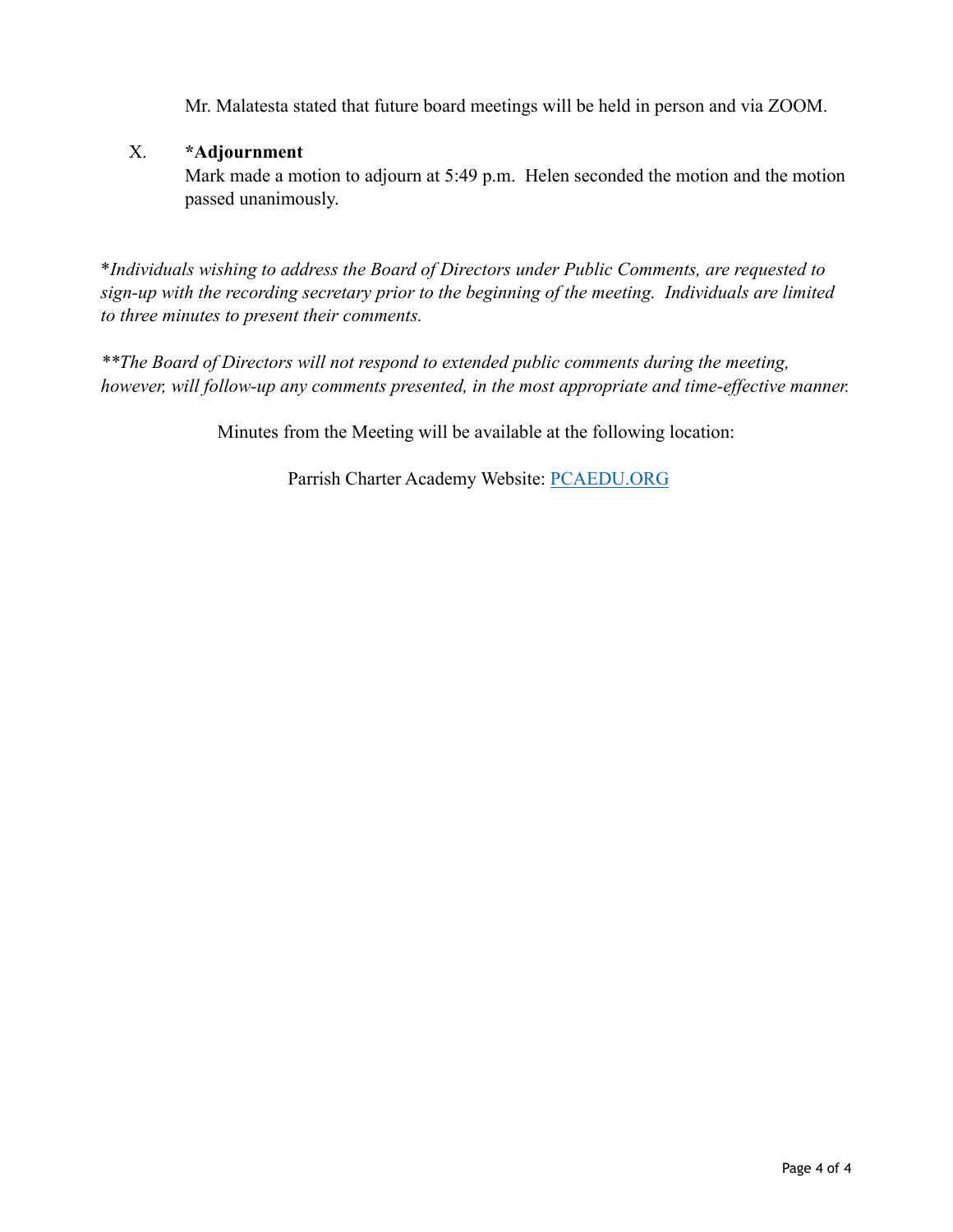Mr. Malatesta stated that future board meetings will be held in person and via ZOOM.

X. ***Adjournment**

Mark made a motion to adjourn at 5:49 p.m. Helen seconded the motion and the motion passed unanimously.

*\*Individuals wishing to address the Board of Directors under Public Comments, are requested to sign-up with the recording secretary prior to the beginning of the meeting. Individuals are limited to three minutes to present their comments.*

*\*\*The Board of Directors will not respond to extended public comments during the meeting, however, will follow-up any comments presented, in the most appropriate and time-effective manner.*

Minutes from the Meeting will be available at the following location:

Parrish Charter Academy Website: [PCAEDU.ORG](http://PCAEDU.ORG)